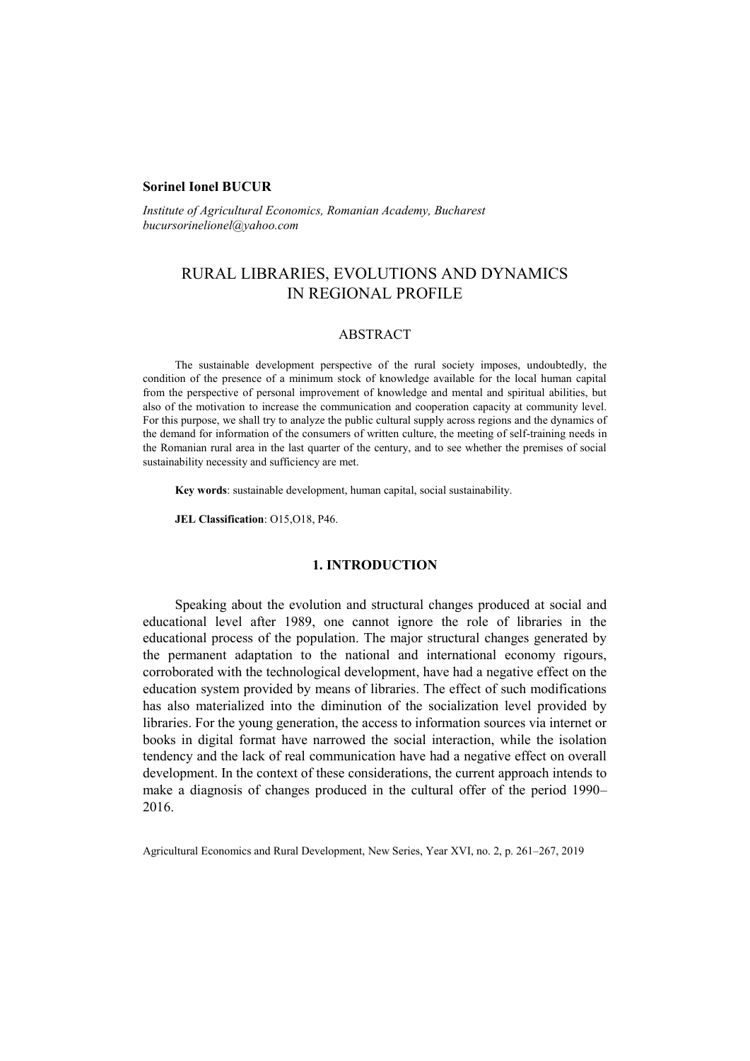**Sorinel Ionel BUCUR**

*Institute of Agricultural Economics, Romanian Academy, Bucharest*
*bucursorinelionel@yahoo.com*

# RURAL LIBRARIES, EVOLUTIONS AND DYNAMICS IN REGIONAL PROFILE

## ABSTRACT

The sustainable development perspective of the rural society imposes, undoubtedly, the condition of the presence of a minimum stock of knowledge available for the local human capital from the perspective of personal improvement of knowledge and mental and spiritual abilities, but also of the motivation to increase the communication and cooperation capacity at community level. For this purpose, we shall try to analyze the public cultural supply across regions and the dynamics of the demand for information of the consumers of written culture, the meeting of self-training needs in the Romanian rural area in the last quarter of the century, and to see whether the premises of social sustainability necessity and sufficiency are met.

**Key words**: sustainable development, human capital, social sustainability.

**JEL Classification**: O15,O18, P46.

## 1. INTRODUCTION

Speaking about the evolution and structural changes produced at social and educational level after 1989, one cannot ignore the role of libraries in the educational process of the population. The major structural changes generated by the permanent adaptation to the national and international economy rigours, corroborated with the technological development, have had a negative effect on the education system provided by means of libraries. The effect of such modifications has also materialized into the diminution of the socialization level provided by libraries. For the young generation, the access to information sources via internet or books in digital format have narrowed the social interaction, while the isolation tendency and the lack of real communication have had a negative effect on overall development. In the context of these considerations, the current approach intends to make a diagnosis of changes produced in the cultural offer of the period 1990–2016.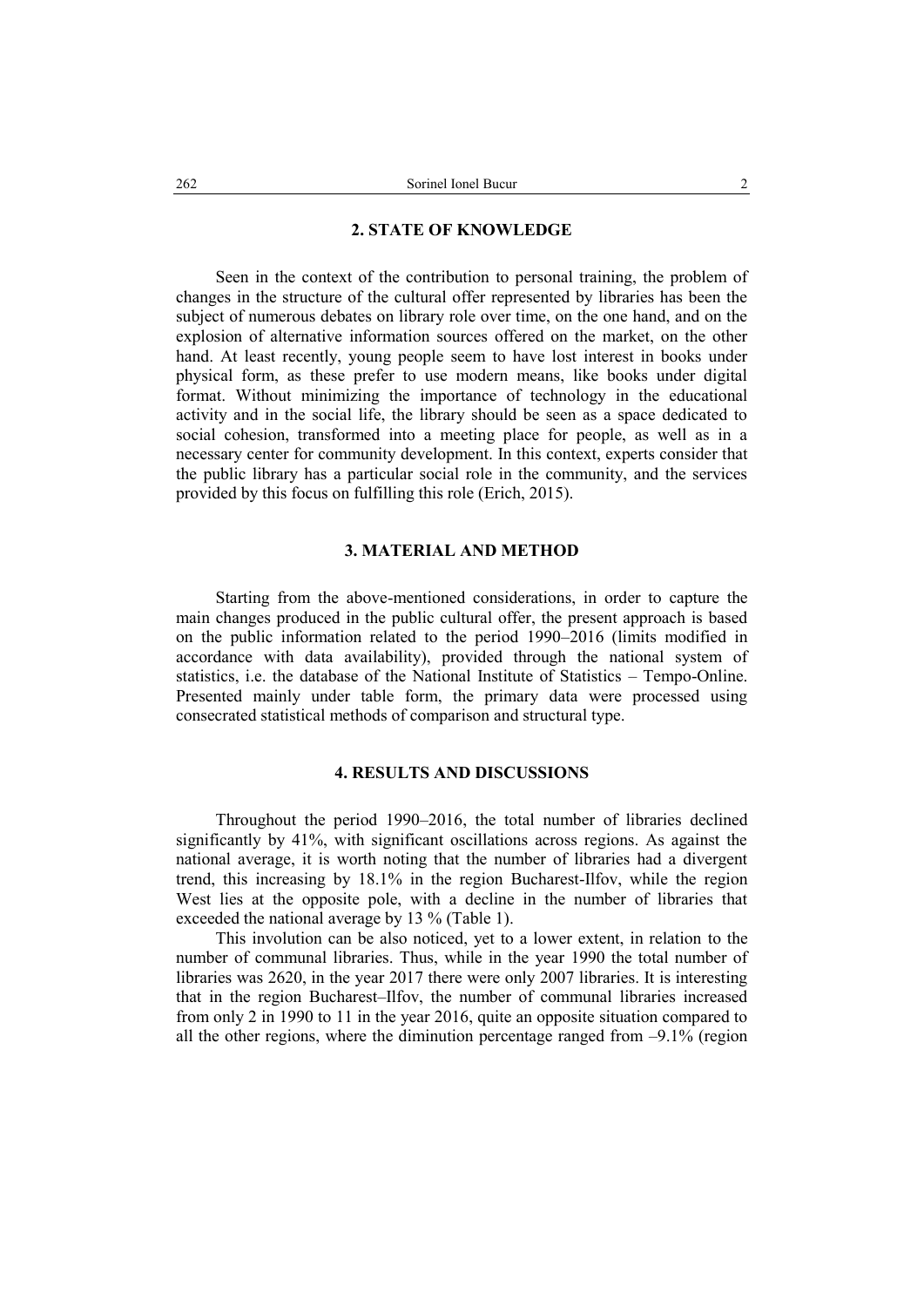## 2. STATE OF KNOWLEDGE

Seen in the context of the contribution to personal training, the problem of changes in the structure of the cultural offer represented by libraries has been the subject of numerous debates on library role over time, on the one hand, and on the explosion of alternative information sources offered on the market, on the other hand. At least recently, young people seem to have lost interest in books under physical form, as these prefer to use modern means, like books under digital format. Without minimizing the importance of technology in the educational activity and in the social life, the library should be seen as a space dedicated to social cohesion, transformed into a meeting place for people, as well as in a necessary center for community development. In this context, experts consider that the public library has a particular social role in the community, and the services provided by this focus on fulfilling this role (Erich, 2015).

## 3. MATERIAL AND METHOD

Starting from the above-mentioned considerations, in order to capture the main changes produced in the public cultural offer, the present approach is based on the public information related to the period 1990–2016 (limits modified in accordance with data availability), provided through the national system of statistics, i.e. the database of the National Institute of Statistics – Tempo-Online. Presented mainly under table form, the primary data were processed using consecrated statistical methods of comparison and structural type.

## 4. RESULTS AND DISCUSSIONS

Throughout the period 1990–2016, the total number of libraries declined significantly by 41%, with significant oscillations across regions. As against the national average, it is worth noting that the number of libraries had a divergent trend, this increasing by 18.1% in the region Bucharest-Ilfov, while the region West lies at the opposite pole, with a decline in the number of libraries that exceeded the national average by 13 % (Table 1).

This involution can be also noticed, yet to a lower extent, in relation to the number of communal libraries. Thus, while in the year 1990 the total number of libraries was 2620, in the year 2017 there were only 2007 libraries. It is interesting that in the region Bucharest–Ilfov, the number of communal libraries increased from only 2 in 1990 to 11 in the year 2016, quite an opposite situation compared to all the other regions, where the diminution percentage ranged from –9.1% (region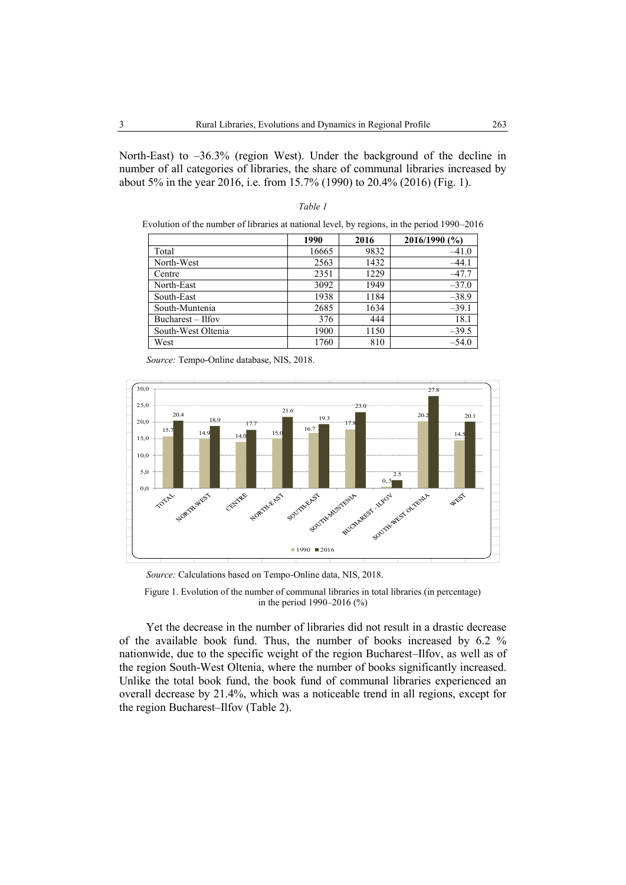North-East) to –36.3% (region West). Under the background of the decline in number of all categories of libraries, the share of communal libraries increased by about 5% in the year 2016, i.e. from 15.7% (1990) to 20.4% (2016) (Fig. 1).

*Table 1*

Evolution of the number of libraries at national level, by regions, in the period 1990–2016

| | 1990 | 2016 | 2016/1990 (%) |
|---|---|---|---|
| Total | 16665 | 9832 | –41.0 |
| North-West | 2563 | 1432 | –44.1 |
| Centre | 2351 | 1229 | –47.7 |
| North-East | 3092 | 1949 | –37.0 |
| South-East | 1938 | 1184 | –38.9 |
| South-Muntenia | 2685 | 1634 | –39.1 |
| Bucharest – Ilfov | 376 | 444 | 18.1 |
| South-West Oltenia | 1900 | 1150 | –39.5 |
| West | 1760 | 810 | –54.0 |

*Source:* Tempo-Online database, NIS, 2018.

*Source:* Calculations based on Tempo-Online data, NIS, 2018.

Figure 1. Evolution of the number of communal libraries in total libraries (in percentage) in the period 1990–2016 (%)

Yet the decrease in the number of libraries did not result in a drastic decrease of the available book fund. Thus, the number of books increased by 6.2 % nationwide, due to the specific weight of the region Bucharest–Ilfov, as well as of the region South-West Oltenia, where the number of books significantly increased. Unlike the total book fund, the book fund of communal libraries experienced an overall decrease by 21.4%, which was a noticeable trend in all regions, except for the region Bucharest–Ilfov (Table 2).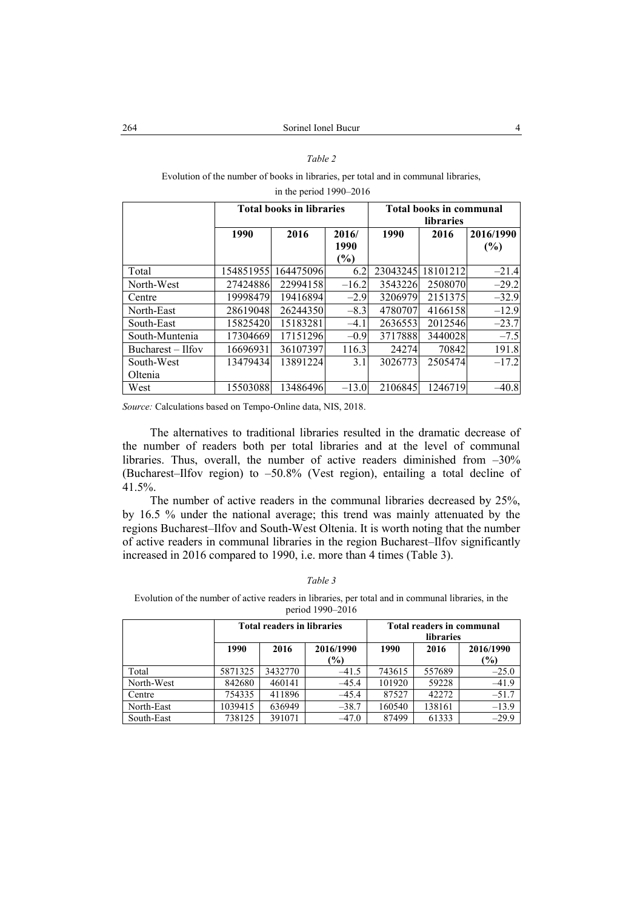*Table 2*

Evolution of the number of books in libraries, per total and in communal libraries, in the period 1990–2016

| | Total books in libraries | | | Total books in communal libraries | | |
|---|---|---|---|---|---|---|
| | 1990 | 2016 | 2016/1990 (%) | 1990 | 2016 | 2016/1990 (%) |
| Total | 154851955 | 164475096 | 6.2 | 23043245 | 18101212 | –21.4 |
| North-West | 27424886 | 22994158 | –16.2 | 3543226 | 2508070 | –29.2 |
| Centre | 19998479 | 19416894 | –2.9 | 3206979 | 2151375 | –32.9 |
| North-East | 28619048 | 26244350 | –8.3 | 4780707 | 4166158 | –12.9 |
| South-East | 15825420 | 15183281 | –4.1 | 2636553 | 2012546 | –23.7 |
| South-Muntenia | 17304669 | 17151296 | –0.9 | 3717888 | 3440028 | –7.5 |
| Bucharest – Ilfov | 16696931 | 36107397 | 116.3 | 24274 | 70842 | 191.8 |
| South-West Oltenia | 13479434 | 13891224 | 3.1 | 3026773 | 2505474 | –17.2 |
| West | 15503088 | 13486496 | –13.0 | 2106845 | 1246719 | –40.8 |

*Source:* Calculations based on Tempo-Online data, NIS, 2018.

The alternatives to traditional libraries resulted in the dramatic decrease of the number of readers both per total libraries and at the level of communal libraries. Thus, overall, the number of active readers diminished from –30% (Bucharest–Ilfov region) to –50.8% (Vest region), entailing a total decline of 41.5%.

The number of active readers in the communal libraries decreased by 25%, by 16.5 % under the national average; this trend was mainly attenuated by the regions Bucharest–Ilfov and South-West Oltenia. It is worth noting that the number of active readers in communal libraries in the region Bucharest–Ilfov significantly increased in 2016 compared to 1990, i.e. more than 4 times (Table 3).

*Table 3*

Evolution of the number of active readers in libraries, per total and in communal libraries, in the period 1990–2016

| | Total readers in libraries | | | Total readers in communal libraries | | |
|---|---|---|---|---|---|---|
| | 1990 | 2016 | 2016/1990 (%) | 1990 | 2016 | 2016/1990 (%) |
| Total | 5871325 | 3432770 | –41.5 | 743615 | 557689 | –25.0 |
| North-West | 842680 | 460141 | –45.4 | 101920 | 59228 | –41.9 |
| Centre | 754335 | 411896 | –45.4 | 87527 | 42272 | –51.7 |
| North-East | 1039415 | 636949 | –38.7 | 160540 | 138161 | –13.9 |
| South-East | 738125 | 391071 | –47.0 | 87499 | 61333 | –29.9 |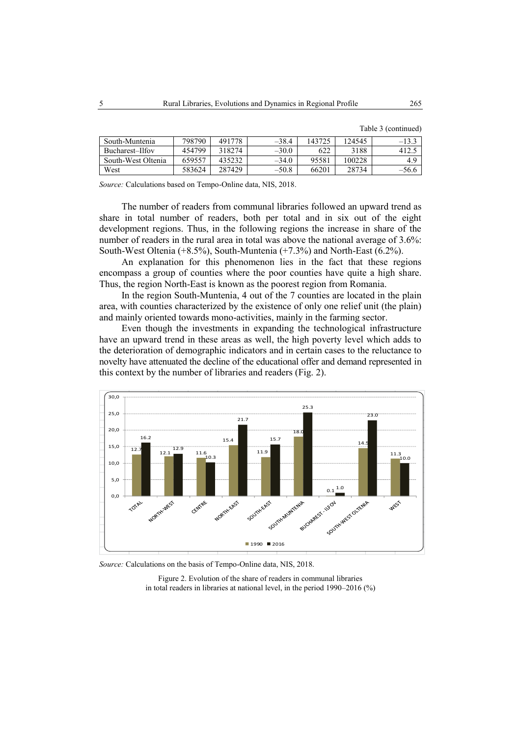Table 3 (continued)

| South-Muntenia | 798790 | 491778 | –38.4 | 143725 | 124545 | –13.3 |
|---|---|---|---|---|---|---|
| Bucharest–Ilfov | 454799 | 318274 | –30.0 | 622 | 3188 | 412.5 |
| South-West Oltenia | 659557 | 435232 | –34.0 | 95581 | 100228 | 4.9 |
| West | 583624 | 287429 | –50.8 | 66201 | 28734 | –56.6 |

*Source:* Calculations based on Tempo-Online data, NIS, 2018.

The number of readers from communal libraries followed an upward trend as share in total number of readers, both per total and in six out of the eight development regions. Thus, in the following regions the increase in share of the number of readers in the rural area in total was above the national average of 3.6%: South-West Oltenia (+8.5%), South-Muntenia (+7.3%) and North-East (6.2%).

An explanation for this phenomenon lies in the fact that these regions encompass a group of counties where the poor counties have quite a high share. Thus, the region North-East is known as the poorest region from Romania.

In the region South-Muntenia, 4 out of the 7 counties are located in the plain area, with counties characterized by the existence of only one relief unit (the plain) and mainly oriented towards mono-activities, mainly in the farming sector.

Even though the investments in expanding the technological infrastructure have an upward trend in these areas as well, the high poverty level which adds to the deterioration of demographic indicators and in certain cases to the reluctance to novelty have attenuated the decline of the educational offer and demand represented in this context by the number of libraries and readers (Fig. 2).

*Source:* Calculations on the basis of Tempo-Online data, NIS, 2018.

Figure 2. Evolution of the share of readers in communal libraries in total readers in libraries at national level, in the period 1990–2016 (%)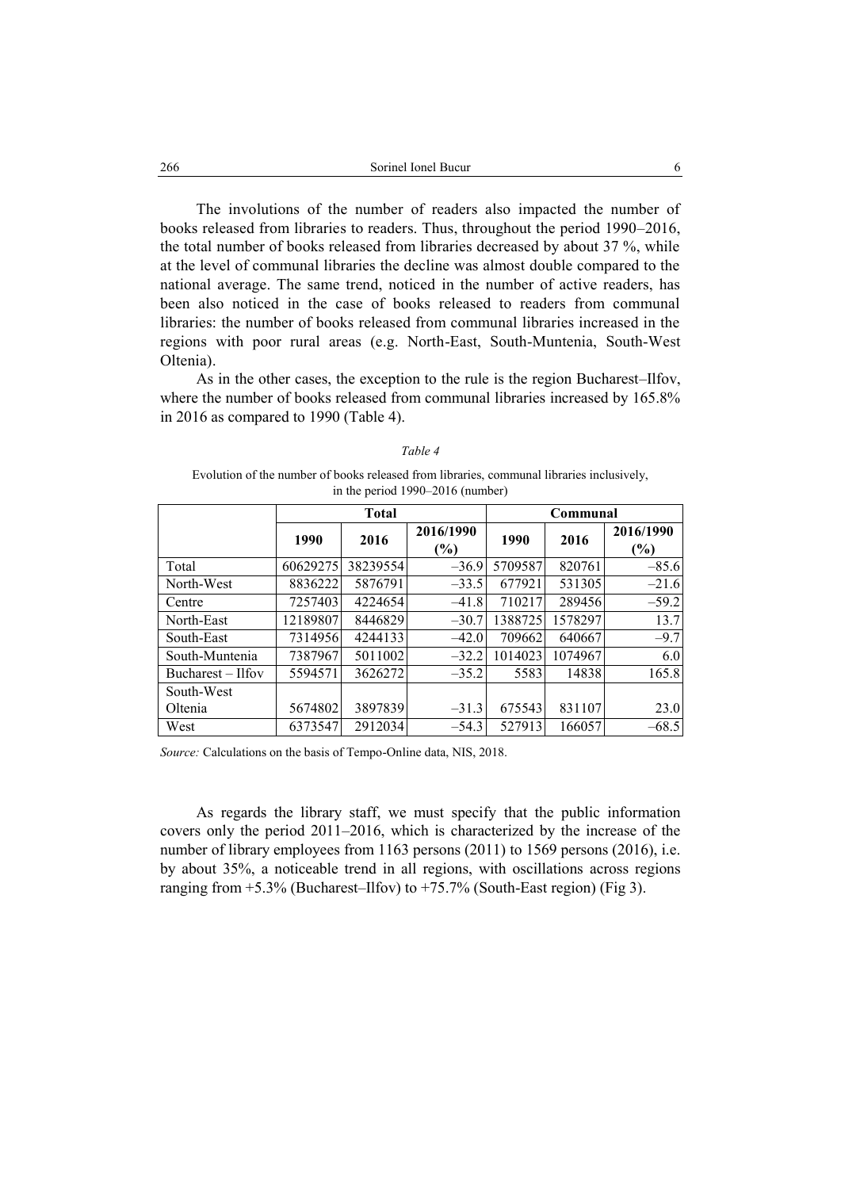The involutions of the number of readers also impacted the number of books released from libraries to readers. Thus, throughout the period 1990–2016, the total number of books released from libraries decreased by about 37 %, while at the level of communal libraries the decline was almost double compared to the national average. The same trend, noticed in the number of active readers, has been also noticed in the case of books released to readers from communal libraries: the number of books released from communal libraries increased in the regions with poor rural areas (e.g. North-East, South-Muntenia, South-West Oltenia).

As in the other cases, the exception to the rule is the region Bucharest–Ilfov, where the number of books released from communal libraries increased by 165.8% in 2016 as compared to 1990 (Table 4).

*Table 4*

Evolution of the number of books released from libraries, communal libraries inclusively, in the period 1990–2016 (number)

| | **Total** | | | **Communal** | | |
|---|---|---|---|---|---|---|
| | **1990** | **2016** | **2016/1990 (%)** | **1990** | **2016** | **2016/1990 (%)** |
| Total | 60629275 | 38239554 | –36.9 | 5709587 | 820761 | –85.6 |
| North-West | 8836222 | 5876791 | –33.5 | 677921 | 531305 | –21.6 |
| Centre | 7257403 | 4224654 | –41.8 | 710217 | 289456 | –59.2 |
| North-East | 12189807 | 8446829 | –30.7 | 1388725 | 1578297 | 13.7 |
| South-East | 7314956 | 4244133 | –42.0 | 709662 | 640667 | –9.7 |
| South-Muntenia | 7387967 | 5011002 | –32.2 | 1014023 | 1074967 | 6.0 |
| Bucharest – Ilfov | 5594571 | 3626272 | –35.2 | 5583 | 14838 | 165.8 |
| South-West Oltenia | 5674802 | 3897839 | –31.3 | 675543 | 831107 | 23.0 |
| West | 6373547 | 2912034 | –54.3 | 527913 | 166057 | –68.5 |

*Source:* Calculations on the basis of Tempo-Online data, NIS, 2018.

As regards the library staff, we must specify that the public information covers only the period 2011–2016, which is characterized by the increase of the number of library employees from 1163 persons (2011) to 1569 persons (2016), i.e. by about 35%, a noticeable trend in all regions, with oscillations across regions ranging from +5.3% (Bucharest–Ilfov) to +75.7% (South-East region) (Fig 3).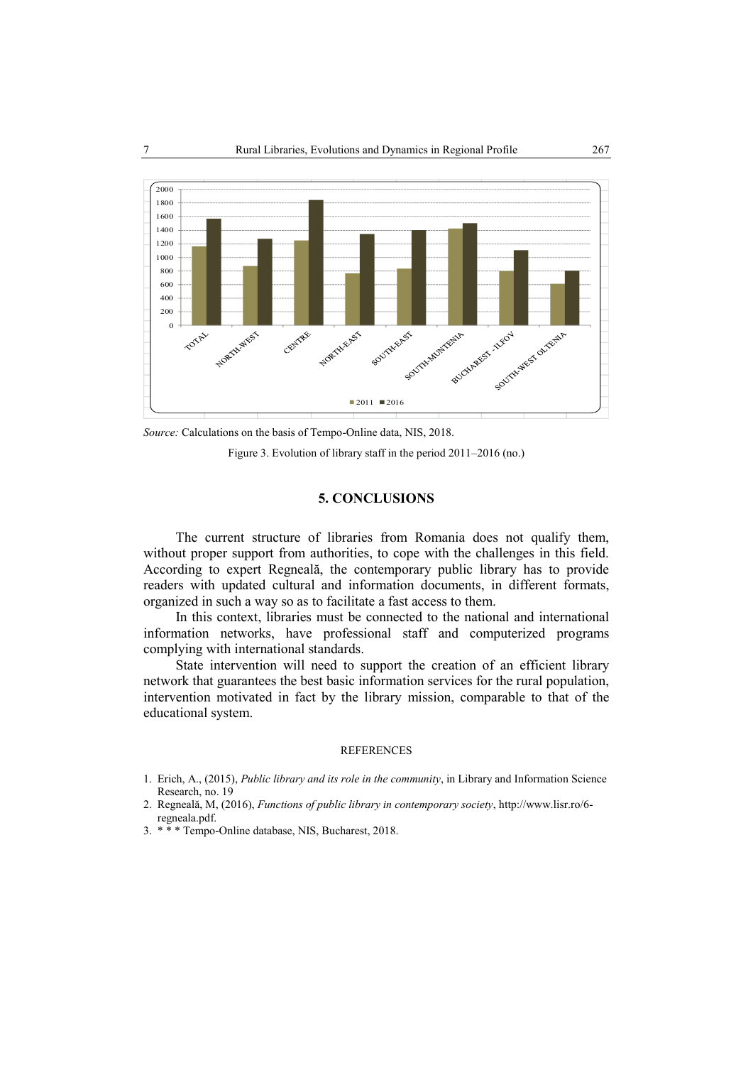2000
1800
1600
1400
1200
1000
800
600
400
200
0

TOTAL
NORTH-WEST
CENTRE
NORTH-EAST
SOUTH-EAST
SOUTH-MUNTENIA
BUCHAREST - ILFOV
SOUTH-WEST OLTENIA

2011 2016

*Source:* Calculations on the basis of Tempo-Online data, NIS, 2018.

Figure 3. Evolution of library staff in the period 2011–2016 (no.)

## 5. CONCLUSIONS

The current structure of libraries from Romania does not qualify them, without proper support from authorities, to cope with the challenges in this field. According to expert Regneală, the contemporary public library has to provide readers with updated cultural and information documents, in different formats, organized in such a way so as to facilitate a fast access to them.

In this context, libraries must be connected to the national and international information networks, have professional staff and computerized programs complying with international standards.

State intervention will need to support the creation of an efficient library network that guarantees the best basic information services for the rural population, intervention motivated in fact by the library mission, comparable to that of the educational system.

### REFERENCES

1. Erich, A., (2015), *Public library and its role in the community*, in Library and Information Science Research, no. 19
2. Regneală, M, (2016), *Functions of public library in contemporary society*, http://www.lisr.ro/6-regneala.pdf.
3. * * * Tempo-Online database, NIS, Bucharest, 2018.